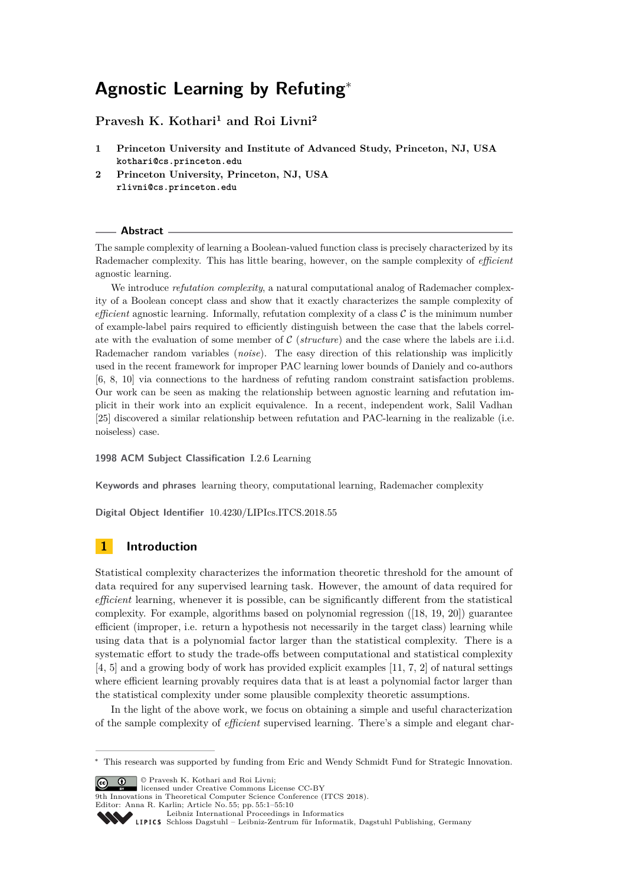# Agnostic Learning by Refuting*

**Pravesh K. Kothari[1] and Roi Livni[2]**

**1 Princeton University and Institute of Advanced Study, Princeton, NJ, USA**
kothari@cs.princeton.edu

**2 Princeton University, Princeton, NJ, USA**
rlivni@cs.princeton.edu

## Abstract

The sample complexity of learning a Boolean-valued function class is precisely characterized by its Rademacher complexity. This has little bearing, however, on the sample complexity of *efficient* agnostic learning.

We introduce *refutation complexity*, a natural computational analog of Rademacher complexity of a Boolean concept class and show that it exactly characterizes the sample complexity of *efficient* agnostic learning. Informally, refutation complexity of a class $\mathcal{C}$ is the minimum number of example-label pairs required to efficiently distinguish between the case that the labels correlate with the evaluation of some member of $\mathcal{C}$ (*structure*) and the case where the labels are i.i.d. Rademacher random variables (*noise*). The easy direction of this relationship was implicitly used in the recent framework for improper PAC learning lower bounds of Daniely and co-authors [6, 8, 10] via connections to the hardness of refuting random constraint satisfaction problems. Our work can be seen as making the relationship between agnostic learning and refutation implicit in their work into an explicit equivalence. In a recent, independent work, Salil Vadhan [25] discovered a similar relationship between refutation and PAC-learning in the realizable (i.e. noiseless) case.

**1998 ACM Subject Classification** I.2.6 Learning

**Keywords and phrases** learning theory, computational learning, Rademacher complexity

**Digital Object Identifier** 10.4230/LIPIcs.ITCS.2018.55

## 1 Introduction

Statistical complexity characterizes the information theoretic threshold for the amount of data required for any supervised learning task. However, the amount of data required for *efficient* learning, whenever it is possible, can be significantly different from the statistical complexity. For example, algorithms based on polynomial regression ([18, 19, 20]) guarantee efficient (improper, i.e. return a hypothesis not necessarily in the target class) learning while using data that is a polynomial factor larger than the statistical complexity. There is a systematic effort to study the trade-offs between computational and statistical complexity [4, 5] and a growing body of work has provided explicit examples [11, 7, 2] of natural settings where efficient learning provably requires data that is at least a polynomial factor larger than the statistical complexity under some plausible complexity theoretic assumptions.

In the light of the above work, we focus on obtaining a simple and useful characterization of the sample complexity of *efficient* supervised learning. There's a simple and elegant char-

---

* This research was supported by funding from Eric and Wendy Schmidt Fund for Strategic Innovation.

© Pravesh K. Kothari and Roi Livni;
licensed under Creative Commons License CC-BY
9th Innovations in Theoretical Computer Science Conference (ITCS 2018).
Editor: Anna R. Karlin; Article No. 55; pp. 55:1–55:10
Leibniz International Proceedings in Informatics
Schloss Dagstuhl – Leibniz-Zentrum für Informatik, Dagstuhl Publishing, Germany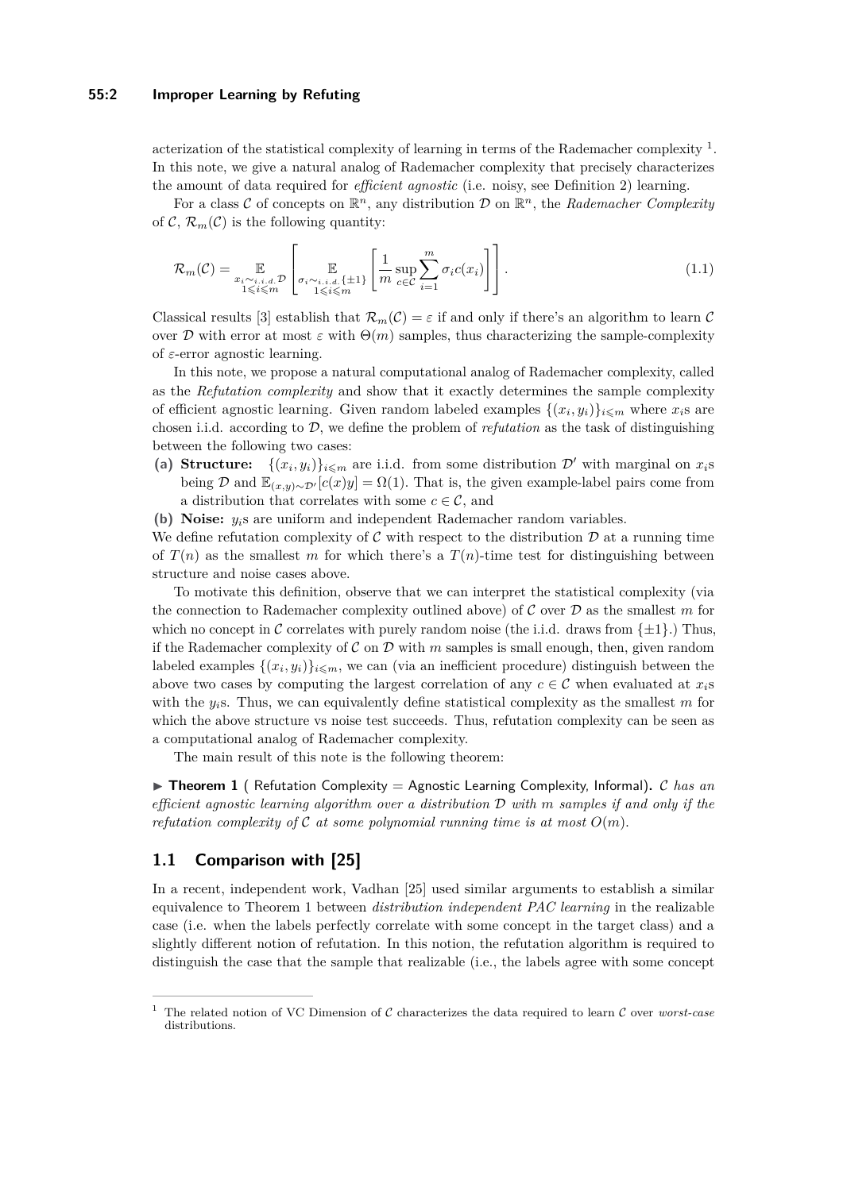acterization of the statistical complexity of learning in terms of the Rademacher complexity [1]. In this note, we give a natural analog of Rademacher complexity that precisely characterizes the amount of data required for *efficient agnostic* (i.e. noisy, see Definition 2) learning.

For a class $\mathcal{C}$ of concepts on $\mathbb{R}^n$, any distribution $\mathcal{D}$ on $\mathbb{R}^n$, the *Rademacher Complexity* of $\mathcal{C}$, $\mathcal{R}_m(\mathcal{C})$ is the following quantity:

$$\mathcal{R}_m(\mathcal{C}) = \mathop{\mathbb{E}}_{\substack{x_i \sim_{i.i.d.} \mathcal{D} \\ 1 \leqslant i \leqslant m}} \left[ \mathop{\mathbb{E}}_{\substack{\sigma_i \sim_{i.i.d.} \{\pm 1\} \\ 1 \leqslant i \leqslant m}} \left[ \frac{1}{m} \sup_{c \in \mathcal{C}} \sum_{i=1}^{m} \sigma_i c(x_i) \right] \right]. \tag{1.1}$$

Classical results [3] establish that $\mathcal{R}_m(\mathcal{C}) = \varepsilon$ if and only if there's an algorithm to learn $\mathcal{C}$ over $\mathcal{D}$ with error at most $\varepsilon$ with $\Theta(m)$ samples, thus characterizing the sample-complexity of $\varepsilon$-error agnostic learning.

In this note, we propose a natural computational analog of Rademacher complexity, called as the *Refutation complexity* and show that it exactly determines the sample complexity of efficient agnostic learning. Given random labeled examples $\{(x_i, y_i)\}_{i \leqslant m}$ where $x_i$s are chosen i.i.d. according to $\mathcal{D}$, we define the problem of *refutation* as the task of distinguishing between the following two cases:

**(a) Structure:** $\{(x_i, y_i)\}_{i \leqslant m}$ are i.i.d. from some distribution $\mathcal{D}'$ with marginal on $x_i$s being $\mathcal{D}$ and $\mathbb{E}_{(x,y)\sim\mathcal{D}'}[c(x)y] = \Omega(1)$. That is, the given example-label pairs come from a distribution that correlates with some $c \in \mathcal{C}$, and

**(b) Noise:** $y_i$s are uniform and independent Rademacher random variables.

We define refutation complexity of $\mathcal{C}$ with respect to the distribution $\mathcal{D}$ at a running time of $T(n)$ as the smallest $m$ for which there's a $T(n)$-time test for distinguishing between structure and noise cases above.

To motivate this definition, observe that we can interpret the statistical complexity (via the connection to Rademacher complexity outlined above) of $\mathcal{C}$ over $\mathcal{D}$ as the smallest $m$ for which no concept in $\mathcal{C}$ correlates with purely random noise (the i.i.d. draws from $\{\pm 1\}$.) Thus, if the Rademacher complexity of $\mathcal{C}$ on $\mathcal{D}$ with $m$ samples is small enough, then, given random labeled examples $\{(x_i, y_i)\}_{i \leqslant m}$, we can (via an inefficient procedure) distinguish between the above two cases by computing the largest correlation of any $c \in \mathcal{C}$ when evaluated at $x_i$s with the $y_i$s. Thus, we can equivalently define statistical complexity as the smallest $m$ for which the above structure vs noise test succeeds. Thus, refutation complexity can be seen as a computational analog of Rademacher complexity.

The main result of this note is the following theorem:

▶ **Theorem 1** ( Refutation Complexity = Agnostic Learning Complexity, Informal). *$\mathcal{C}$ has an efficient agnostic learning algorithm over a distribution $\mathcal{D}$ with $m$ samples if and only if the refutation complexity of $\mathcal{C}$ at some polynomial running time is at most $O(m)$.*

## 1.1 Comparison with [25]

In a recent, independent work, Vadhan [25] used similar arguments to establish a similar equivalence to Theorem 1 between *distribution independent PAC learning* in the realizable case (i.e. when the labels perfectly correlate with some concept in the target class) and a slightly different notion of refutation. In this notion, the refutation algorithm is required to distinguish the case that the sample that realizable (i.e., the labels agree with some concept

[1] The related notion of VC Dimension of $\mathcal{C}$ characterizes the data required to learn $\mathcal{C}$ over *worst-case* distributions.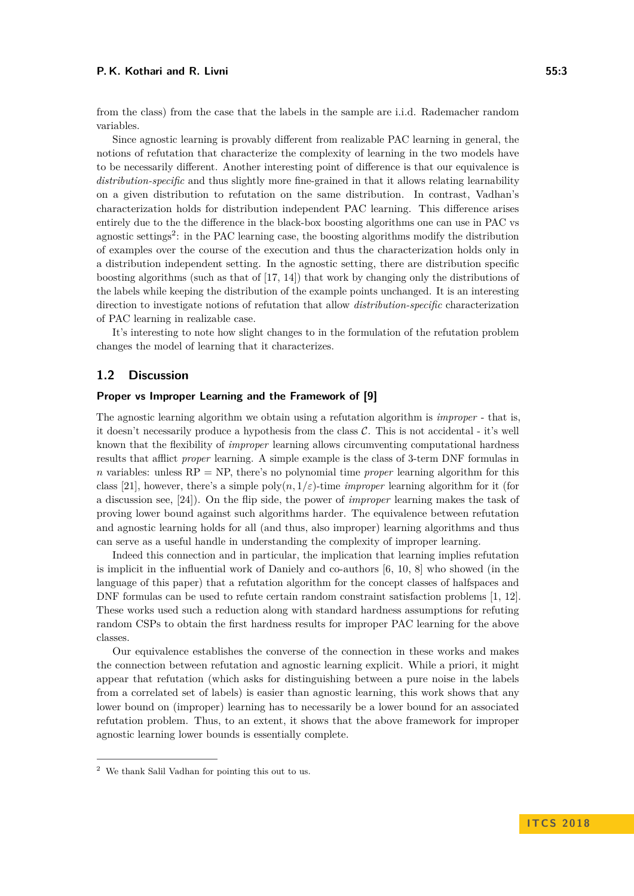from the class) from the case that the labels in the sample are i.i.d. Rademacher random variables.

Since agnostic learning is provably different from realizable PAC learning in general, the notions of refutation that characterize the complexity of learning in the two models have to be necessarily different. Another interesting point of difference is that our equivalence is *distribution-specific* and thus slightly more fine-grained in that it allows relating learnability on a given distribution to refutation on the same distribution. In contrast, Vadhan's characterization holds for distribution independent PAC learning. This difference arises entirely due to the the difference in the black-box boosting algorithms one can use in PAC vs agnostic settings[2]: in the PAC learning case, the boosting algorithms modify the distribution of examples over the course of the execution and thus the characterization holds only in a distribution independent setting. In the agnostic setting, there are distribution specific boosting algorithms (such as that of [17, 14]) that work by changing only the distributions of the labels while keeping the distribution of the example points unchanged. It is an interesting direction to investigate notions of refutation that allow *distribution-specific* characterization of PAC learning in realizable case.

It's interesting to note how slight changes to in the formulation of the refutation problem changes the model of learning that it characterizes.

## 1.2 Discussion

### Proper vs Improper Learning and the Framework of [9]

The agnostic learning algorithm we obtain using a refutation algorithm is *improper* - that is, it doesn't necessarily produce a hypothesis from the class $\mathcal{C}$. This is not accidental - it's well known that the flexibility of *improper* learning allows circumventing computational hardness results that afflict *proper* learning. A simple example is the class of 3-term DNF formulas in $n$ variables: unless RP = NP, there's no polynomial time *proper* learning algorithm for this class [21], however, there's a simple $\text{poly}(n, 1/\varepsilon)$-time *improper* learning algorithm for it (for a discussion see, [24]). On the flip side, the power of *improper* learning makes the task of proving lower bound against such algorithms harder. The equivalence between refutation and agnostic learning holds for all (and thus, also improper) learning algorithms and thus can serve as a useful handle in understanding the complexity of improper learning.

Indeed this connection and in particular, the implication that learning implies refutation is implicit in the influential work of Daniely and co-authors [6, 10, 8] who showed (in the language of this paper) that a refutation algorithm for the concept classes of halfspaces and DNF formulas can be used to refute certain random constraint satisfaction problems [1, 12]. These works used such a reduction along with standard hardness assumptions for refuting random CSPs to obtain the first hardness results for improper PAC learning for the above classes.

Our equivalence establishes the converse of the connection in these works and makes the connection between refutation and agnostic learning explicit. While a priori, it might appear that refutation (which asks for distinguishing between a pure noise in the labels from a correlated set of labels) is easier than agnostic learning, this work shows that any lower bound on (improper) learning has to necessarily be a lower bound for an associated refutation problem. Thus, to an extent, it shows that the above framework for improper agnostic learning lower bounds is essentially complete.

---

[2] We thank Salil Vadhan for pointing this out to us.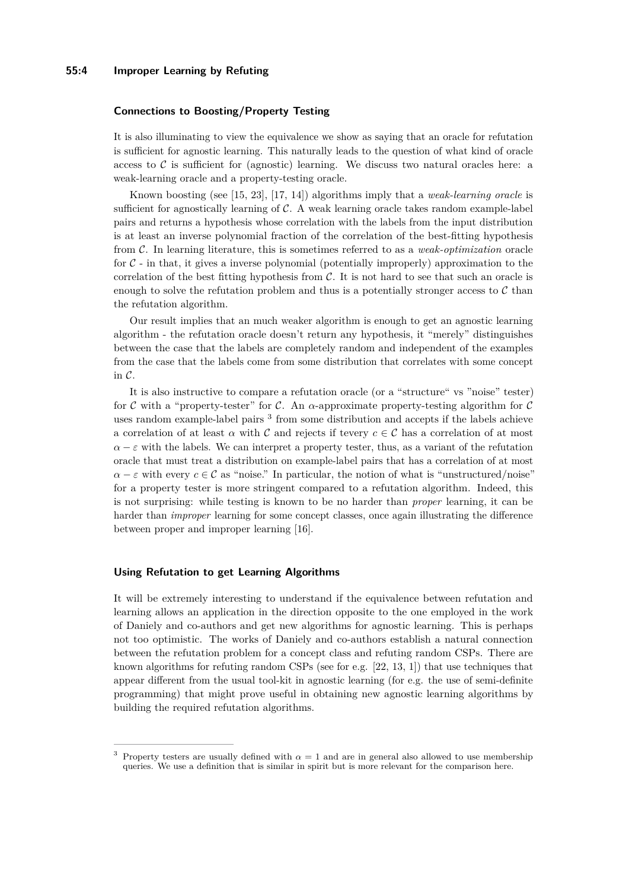### Connections to Boosting/Property Testing

It is also illuminating to view the equivalence we show as saying that an oracle for refutation is sufficient for agnostic learning. This naturally leads to the question of what kind of oracle access to $\mathcal{C}$ is sufficient for (agnostic) learning. We discuss two natural oracles here: a weak-learning oracle and a property-testing oracle.

Known boosting (see [15, 23], [17, 14]) algorithms imply that a *weak-learning oracle* is sufficient for agnostically learning of $\mathcal{C}$. A weak learning oracle takes random example-label pairs and returns a hypothesis whose correlation with the labels from the input distribution is at least an inverse polynomial fraction of the correlation of the best-fitting hypothesis from $\mathcal{C}$. In learning literature, this is sometimes referred to as a *weak-optimization* oracle for $\mathcal{C}$ - in that, it gives a inverse polynomial (potentially improperly) approximation to the correlation of the best fitting hypothesis from $\mathcal{C}$. It is not hard to see that such an oracle is enough to solve the refutation problem and thus is a potentially stronger access to $\mathcal{C}$ than the refutation algorithm.

Our result implies that an much weaker algorithm is enough to get an agnostic learning algorithm - the refutation oracle doesn't return any hypothesis, it "merely" distinguishes between the case that the labels are completely random and independent of the examples from the case that the labels come from some distribution that correlates with some concept in $\mathcal{C}$.

It is also instructive to compare a refutation oracle (or a "structure" vs "noise" tester) for $\mathcal{C}$ with a "property-tester" for $\mathcal{C}$. An $\alpha$-approximate property-testing algorithm for $\mathcal{C}$ uses random example-label pairs [3] from some distribution and accepts if the labels achieve a correlation of at least $\alpha$ with $\mathcal{C}$ and rejects if tevery $c \in \mathcal{C}$ has a correlation of at most $\alpha - \varepsilon$ with the labels. We can interpret a property tester, thus, as a variant of the refutation oracle that must treat a distribution on example-label pairs that has a correlation of at most $\alpha - \varepsilon$ with every $c \in \mathcal{C}$ as "noise." In particular, the notion of what is "unstructured/noise" for a property tester is more stringent compared to a refutation algorithm. Indeed, this is not surprising: while testing is known to be no harder than *proper* learning, it can be harder than *improper* learning for some concept classes, once again illustrating the difference between proper and improper learning [16].

### Using Refutation to get Learning Algorithms

It will be extremely interesting to understand if the equivalence between refutation and learning allows an application in the direction opposite to the one employed in the work of Daniely and co-authors and get new algorithms for agnostic learning. This is perhaps not too optimistic. The works of Daniely and co-authors establish a natural connection between the refutation problem for a concept class and refuting random CSPs. There are known algorithms for refuting random CSPs (see for e.g. [22, 13, 1]) that use techniques that appear different from the usual tool-kit in agnostic learning (for e.g. the use of semi-definite programming) that might prove useful in obtaining new agnostic learning algorithms by building the required refutation algorithms.

[3] Property testers are usually defined with $\alpha = 1$ and are in general also allowed to use membership queries. We use a definition that is similar in spirit but is more relevant for the comparison here.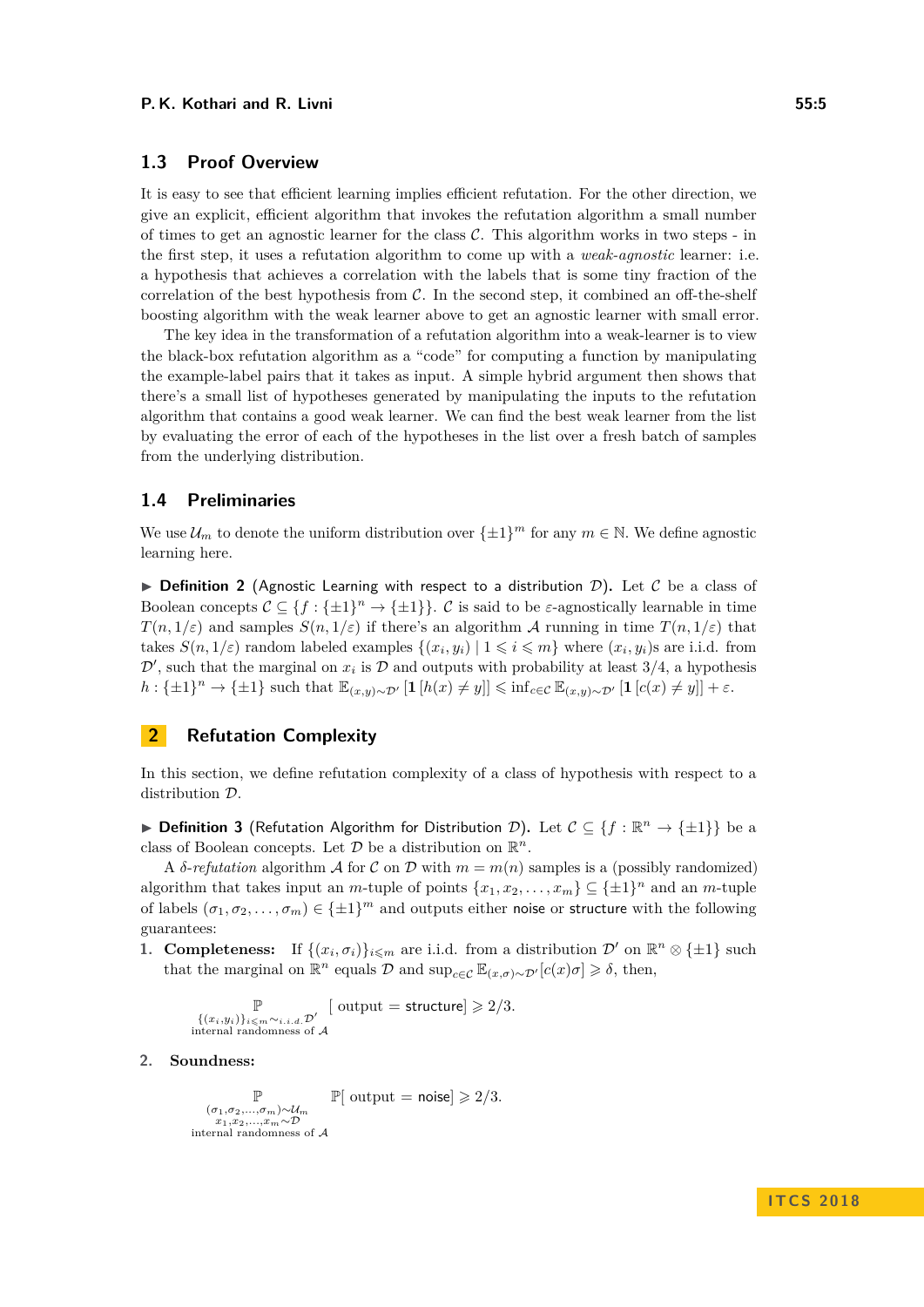## 1.3 Proof Overview

It is easy to see that efficient learning implies efficient refutation. For the other direction, we give an explicit, efficient algorithm that invokes the refutation algorithm a small number of times to get an agnostic learner for the class $\mathcal{C}$. This algorithm works in two steps - in the first step, it uses a refutation algorithm to come up with a *weak-agnostic* learner: i.e. a hypothesis that achieves a correlation with the labels that is some tiny fraction of the correlation of the best hypothesis from $\mathcal{C}$. In the second step, it combined an off-the-shelf boosting algorithm with the weak learner above to get an agnostic learner with small error.

The key idea in the transformation of a refutation algorithm into a weak-learner is to view the black-box refutation algorithm as a "code" for computing a function by manipulating the example-label pairs that it takes as input. A simple hybrid argument then shows that there's a small list of hypotheses generated by manipulating the inputs to the refutation algorithm that contains a good weak learner. We can find the best weak learner from the list by evaluating the error of each of the hypotheses in the list over a fresh batch of samples from the underlying distribution.

## 1.4 Preliminaries

We use $\mathcal{U}_m$ to denote the uniform distribution over $\{\pm 1\}^m$ for any $m \in \mathbb{N}$. We define agnostic learning here.

▶ **Definition 2** (Agnostic Learning with respect to a distribution $\mathcal{D}$). Let $\mathcal{C}$ be a class of Boolean concepts $\mathcal{C} \subseteq \{f : \{\pm 1\}^n \to \{\pm 1\}\}$. $\mathcal{C}$ is said to be $\varepsilon$-agnostically learnable in time $T(n, 1/\varepsilon)$ and samples $S(n, 1/\varepsilon)$ if there's an algorithm $\mathcal{A}$ running in time $T(n, 1/\varepsilon)$ that takes $S(n, 1/\varepsilon)$ random labeled examples $\{(x_i, y_i) \mid 1 \leqslant i \leqslant m\}$ where $(x_i, y_i)$s are i.i.d. from $\mathcal{D}'$, such that the marginal on $x_i$ is $\mathcal{D}$ and outputs with probability at least $3/4$, a hypothesis $h : \{\pm 1\}^n \to \{\pm 1\}$ such that $\mathbb{E}_{(x,y)\sim \mathcal{D}'}\left[\mathbf{1}\left[h(x) \neq y\right]\right] \leqslant \inf_{c \in \mathcal{C}} \mathbb{E}_{(x,y)\sim\mathcal{D}'}\left[\mathbf{1}\left[c(x) \neq y\right]\right] + \varepsilon$.

# 2 Refutation Complexity

In this section, we define refutation complexity of a class of hypothesis with respect to a distribution $\mathcal{D}$.

▶ **Definition 3** (Refutation Algorithm for Distribution $\mathcal{D}$). Let $\mathcal{C} \subseteq \{f : \mathbb{R}^n \to \{\pm 1\}\}$ be a class of Boolean concepts. Let $\mathcal{D}$ be a distribution on $\mathbb{R}^n$.

A $\delta$-*refutation* algorithm $\mathcal{A}$ for $\mathcal{C}$ on $\mathcal{D}$ with $m = m(n)$ samples is a (possibly randomized) algorithm that takes input an $m$-tuple of points $\{x_1, x_2, \ldots, x_m\} \subseteq \{\pm 1\}^n$ and an $m$-tuple of labels $(\sigma_1, \sigma_2, \ldots, \sigma_m) \in \{\pm 1\}^m$ and outputs either noise or structure with the following guarantees:

1. **Completeness:** If $\{(x_i, \sigma_i)\}_{i \leqslant m}$ are i.i.d. from a distribution $\mathcal{D}'$ on $\mathbb{R}^n \otimes \{\pm 1\}$ such that the marginal on $\mathbb{R}^n$ equals $\mathcal{D}$ and $\sup_{c \in \mathcal{C}} \mathbb{E}_{(x,\sigma)\sim\mathcal{D}'}[c(x)\sigma] \geqslant \delta$, then,

$$\mathop{\mathbb{P}}_{\substack{\{(x_i,y_i)\}_{i\leqslant m}\sim_{i.i.d.}\mathcal{D}' \\ \text{internal randomness of } \mathcal{A}}} [\text{ output } = \text{structure}] \geqslant 2/3.$$

2. **Soundness:**

$$\mathop{\mathbb{P}}_{\substack{(\sigma_1,\sigma_2,\ldots,\sigma_m)\sim\mathcal{U}_m \\ x_1,x_2,\ldots,x_m\sim\mathcal{D} \\ \text{internal randomness of } \mathcal{A}}} \mathbb{P}[\text{ output } = \text{noise}] \geqslant 2/3.$$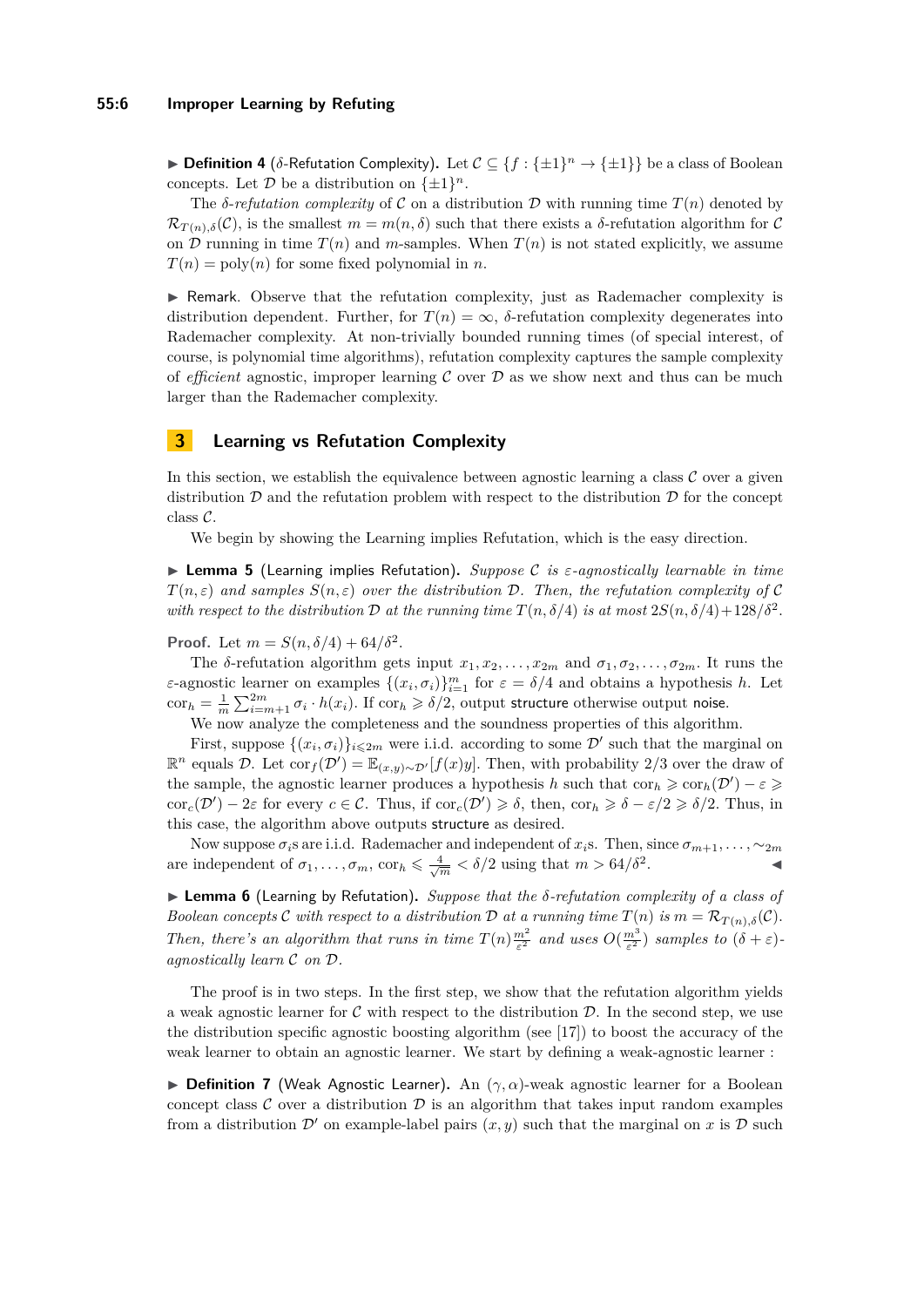▶ **Definition 4** ($\delta$-Refutation Complexity)**.** Let $\mathcal{C} \subseteq \{f : \{\pm 1\}^n \to \{\pm 1\}\}$ be a class of Boolean concepts. Let $\mathcal{D}$ be a distribution on $\{\pm 1\}^n$.

The *$\delta$-refutation complexity* of $\mathcal{C}$ on a distribution $\mathcal{D}$ with running time $T(n)$ denoted by $\mathcal{R}_{T(n),\delta}(\mathcal{C})$, is the smallest $m = m(n, \delta)$ such that there exists a $\delta$-refutation algorithm for $\mathcal{C}$ on $\mathcal{D}$ running in time $T(n)$ and $m$-samples. When $T(n)$ is not stated explicitly, we assume $T(n) = \text{poly}(n)$ for some fixed polynomial in $n$.

▶ Remark. Observe that the refutation complexity, just as Rademacher complexity is distribution dependent. Further, for $T(n) = \infty$, $\delta$-refutation complexity degenerates into Rademacher complexity. At non-trivially bounded running times (of special interest, of course, is polynomial time algorithms), refutation complexity captures the sample complexity of *efficient* agnostic, improper learning $\mathcal{C}$ over $\mathcal{D}$ as we show next and thus can be much larger than the Rademacher complexity.

## 3 Learning vs Refutation Complexity

In this section, we establish the equivalence between agnostic learning a class $\mathcal{C}$ over a given distribution $\mathcal{D}$ and the refutation problem with respect to the distribution $\mathcal{D}$ for the concept class $\mathcal{C}$.

We begin by showing the Learning implies Refutation, which is the easy direction.

▶ **Lemma 5** (Learning implies Refutation)**.** *Suppose $\mathcal{C}$ is $\varepsilon$-agnostically learnable in time $T(n, \varepsilon)$ and samples $S(n, \varepsilon)$ over the distribution $\mathcal{D}$. Then, the refutation complexity of $\mathcal{C}$ with respect to the distribution $\mathcal{D}$ at the running time $T(n, \delta/4)$ is at most $2S(n, \delta/4) + 128/\delta^2$.*

**Proof.** Let $m = S(n, \delta/4) + 64/\delta^2$.

The $\delta$-refutation algorithm gets input $x_1, x_2, \ldots, x_{2m}$ and $\sigma_1, \sigma_2, \ldots, \sigma_{2m}$. It runs the $\varepsilon$-agnostic learner on examples $\{(x_i, \sigma_i)\}_{i=1}^m$ for $\varepsilon = \delta/4$ and obtains a hypothesis $h$. Let $\text{cor}_h = \frac{1}{m} \sum_{i=m+1}^{2m} \sigma_i \cdot h(x_i)$. If $\text{cor}_h \geqslant \delta/2$, output structure otherwise output noise.

We now analyze the completeness and the soundness properties of this algorithm.

First, suppose $\{(x_i, \sigma_i)\}_{i \leqslant 2m}$ were i.i.d. according to some $\mathcal{D}'$ such that the marginal on $\mathbb{R}^n$ equals $\mathcal{D}$. Let $\text{cor}_f(\mathcal{D}') = \mathbb{E}_{(x,y)\sim\mathcal{D}'}[f(x)y]$. Then, with probability 2/3 over the draw of the sample, the agnostic learner produces a hypothesis $h$ such that $\text{cor}_h \geqslant \text{cor}_h(\mathcal{D}') - \varepsilon \geqslant \text{cor}_c(\mathcal{D}') - 2\varepsilon$ for every $c \in \mathcal{C}$. Thus, if $\text{cor}_c(\mathcal{D}') \geqslant \delta$, then, $\text{cor}_h \geqslant \delta - \varepsilon/2 \geqslant \delta/2$. Thus, in this case, the algorithm above outputs structure as desired.

Now suppose $\sigma_i$s are i.i.d. Rademacher and independent of $x_i$s. Then, since $\sigma_{m+1}, \ldots, \sim_{2m}$ are independent of $\sigma_1, \ldots, \sigma_m$, $\text{cor}_h \leqslant \frac{4}{\sqrt{m}} < \delta/2$ using that $m > 64/\delta^2$. ◀

▶ **Lemma 6** (Learning by Refutation)**.** *Suppose that the $\delta$-refutation complexity of a class of Boolean concepts $\mathcal{C}$ with respect to a distribution $\mathcal{D}$ at a running time $T(n)$ is $m = \mathcal{R}_{T(n),\delta}(\mathcal{C})$. Then, there's an algorithm that runs in time $T(n)\frac{m^2}{\varepsilon^2}$ and uses $O(\frac{m^3}{\varepsilon^2})$ samples to $(\delta + \varepsilon)$-agnostically learn $\mathcal{C}$ on $\mathcal{D}$.*

The proof is in two steps. In the first step, we show that the refutation algorithm yields a weak agnostic learner for $\mathcal{C}$ with respect to the distribution $\mathcal{D}$. In the second step, we use the distribution specific agnostic boosting algorithm (see [17]) to boost the accuracy of the weak learner to obtain an agnostic learner. We start by defining a weak-agnostic learner :

▶ **Definition 7** (Weak Agnostic Learner)**.** An $(\gamma, \alpha)$-weak agnostic learner for a Boolean concept class $\mathcal{C}$ over a distribution $\mathcal{D}$ is an algorithm that takes input random examples from a distribution $\mathcal{D}'$ on example-label pairs $(x, y)$ such that the marginal on $x$ is $\mathcal{D}$ such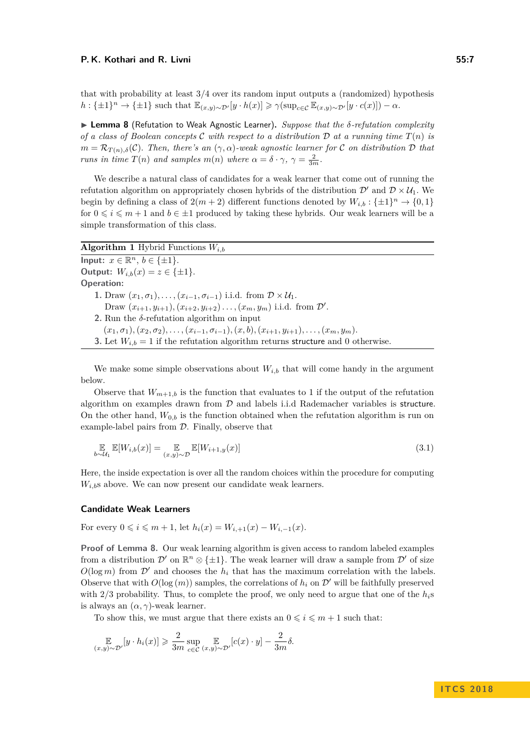that with probability at least 3/4 over its random input outputs a (randomized) hypothesis $h : \{\pm 1\}^n \to \{\pm 1\}$ such that $\mathbb{E}_{(x,y)\sim\mathcal{D}'}[y \cdot h(x)] \geqslant \gamma(\sup_{c\in\mathcal{C}} \mathbb{E}_{(x,y)\sim\mathcal{D}'}[y \cdot c(x)]) - \alpha$.

▶ **Lemma 8** (Refutation to Weak Agnostic Learner). *Suppose that the $\delta$-refutation complexity of a class of Boolean concepts $\mathcal{C}$ with respect to a distribution $\mathcal{D}$ at a running time $T(n)$ is $m = \mathcal{R}_{T(n),\delta}(\mathcal{C})$. Then, there's an $(\gamma, \alpha)$-weak agnostic learner for $\mathcal{C}$ on distribution $\mathcal{D}$ that runs in time $T(n)$ and samples $m(n)$ where $\alpha = \delta \cdot \gamma$, $\gamma = \frac{2}{3m}$.*

We describe a natural class of candidates for a weak learner that come out of running the refutation algorithm on appropriately chosen hybrids of the distribution $\mathcal{D}'$ and $\mathcal{D} \times \mathcal{U}_1$. We begin by defining a class of $2(m+2)$ different functions denoted by $W_{i,b} : \{\pm 1\}^n \to \{0, 1\}$ for $0 \leqslant i \leqslant m+1$ and $b \in \pm 1$ produced by taking these hybrids. Our weak learners will be a simple transformation of this class.

---

**Algorithm 1** Hybrid Functions $W_{i,b}$

---

**Input:** $x \in \mathbb{R}^n$, $b \in \{\pm 1\}$.
**Output:** $W_{i,b}(x) = z \in \{\pm 1\}$.
**Operation:**

1. Draw $(x_1, \sigma_1), \ldots, (x_{i-1}, \sigma_{i-1})$ i.i.d. from $\mathcal{D} \times \mathcal{U}_1$.
   Draw $(x_{i+1}, y_{i+1}), (x_{i+2}, y_{i+2}) \ldots, (x_m, y_m)$ i.i.d. from $\mathcal{D}'$.
2. Run the $\delta$-refutation algorithm on input
   $(x_1, \sigma_1), (x_2, \sigma_2), \ldots, (x_{i-1}, \sigma_{i-1}), (x, b), (x_{i+1}, y_{i+1}), \ldots, (x_m, y_m)$.
3. Let $W_{i,b} = 1$ if the refutation algorithm returns structure and 0 otherwise.

---

We make some simple observations about $W_{i,b}$ that will come handy in the argument below.

Observe that $W_{m+1,b}$ is the function that evaluates to 1 if the output of the refutation algorithm on examples drawn from $\mathcal{D}$ and labels i.i.d Rademacher variables is structure. On the other hand, $W_{0,b}$ is the function obtained when the refutation algorithm is run on example-label pairs from $\mathcal{D}$. Finally, observe that

$$\mathop{\mathbb{E}}_{b\sim\mathcal{U}_1} \mathbb{E}[W_{i,b}(x)] = \mathop{\mathbb{E}}_{(x,y)\sim\mathcal{D}} \mathbb{E}[W_{i+1,y}(x)] \tag{3.1}$$

Here, the inside expectation is over all the random choices within the procedure for computing $W_{i,b}$s above. We can now present our candidate weak learners.

### Candidate Weak Learners

For every $0 \leqslant i \leqslant m+1$, let $h_i(x) = W_{i,+1}(x) - W_{i,-1}(x)$.

**Proof of Lemma 8.** Our weak learning algorithm is given access to random labeled examples from a distribution $\mathcal{D}'$ on $\mathbb{R}^n \otimes \{\pm 1\}$. The weak learner will draw a sample from $\mathcal{D}'$ of size $O(\log m)$ from $\mathcal{D}'$ and chooses the $h_i$ that has the maximum correlation with the labels. Observe that with $O(\log(m))$ samples, the correlations of $h_i$ on $\mathcal{D}'$ will be faithfully preserved with 2/3 probability. Thus, to complete the proof, we only need to argue that one of the $h_i$s is always an $(\alpha, \gamma)$-weak learner.

To show this, we must argue that there exists an $0 \leqslant i \leqslant m+1$ such that:

$$\mathop{\mathbb{E}}_{(x,y)\sim\mathcal{D}'}[y \cdot h_i(x)] \geqslant \frac{2}{3m} \sup_{c\in\mathcal{C}} \mathop{\mathbb{E}}_{(x,y)\sim\mathcal{D}'}[c(x) \cdot y] - \frac{2}{3m}\delta.$$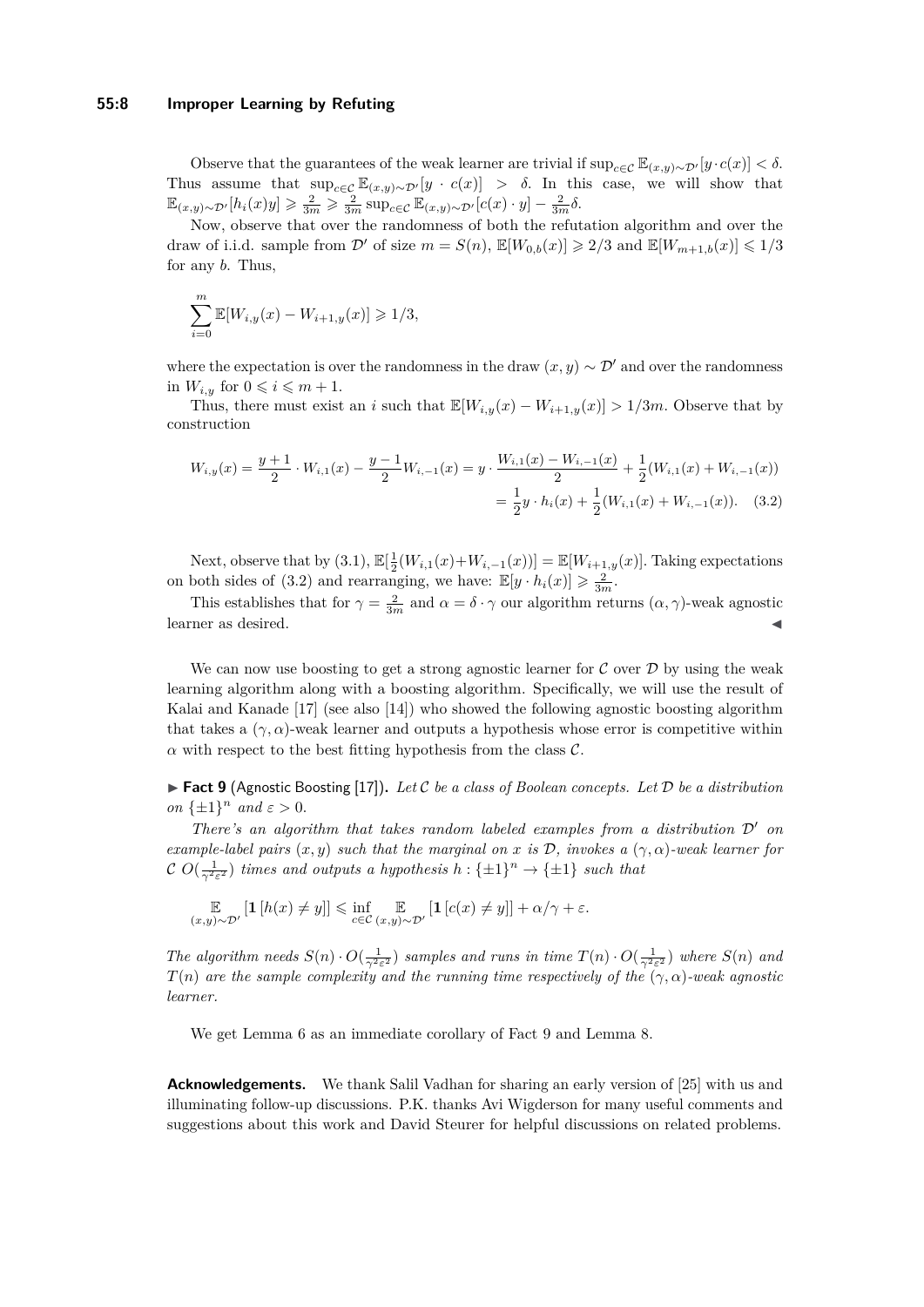Observe that the guarantees of the weak learner are trivial if $\sup_{c \in \mathcal{C}} \mathbb{E}_{(x,y)\sim\mathcal{D}'}[y \cdot c(x)] < \delta$. Thus assume that $\sup_{c \in \mathcal{C}} \mathbb{E}_{(x,y)\sim\mathcal{D}'}[y \cdot c(x)] > \delta$. In this case, we will show that $\mathbb{E}_{(x,y)\sim\mathcal{D}'}[h_i(x)y] \geqslant \frac{2}{3m} \geqslant \frac{2}{3m} \sup_{c\in\mathcal{C}} \mathbb{E}_{(x,y)\sim\mathcal{D}'}[c(x)\cdot y] - \frac{2}{3m}\delta$.

Now, observe that over the randomness of both the refutation algorithm and over the draw of i.i.d. sample from $\mathcal{D}'$ of size $m = S(n)$, $\mathbb{E}[W_{0,b}(x)] \geqslant 2/3$ and $\mathbb{E}[W_{m+1,b}(x)] \leqslant 1/3$ for any $b$. Thus,

$$\sum_{i=0}^{m} \mathbb{E}[W_{i,y}(x) - W_{i+1,y}(x)] \geqslant 1/3,$$

where the expectation is over the randomness in the draw $(x,y) \sim \mathcal{D}'$ and over the randomness in $W_{i,y}$ for $0 \leqslant i \leqslant m+1$.

Thus, there must exist an $i$ such that $\mathbb{E}[W_{i,y}(x) - W_{i+1,y}(x)] > 1/3m$. Observe that by construction

$$W_{i,y}(x) = \frac{y+1}{2} \cdot W_{i,1}(x) - \frac{y-1}{2} W_{i,-1}(x) = y \cdot \frac{W_{i,1}(x) - W_{i,-1}(x)}{2} + \frac{1}{2}(W_{i,1}(x) + W_{i,-1}(x))$$
$$= \frac{1}{2} y \cdot h_i(x) + \frac{1}{2}(W_{i,1}(x) + W_{i,-1}(x)). \quad (3.2)$$

Next, observe that by (3.1), $\mathbb{E}[\frac{1}{2}(W_{i,1}(x)+W_{i,-1}(x))] = \mathbb{E}[W_{i+1,y}(x)]$. Taking expectations on both sides of (3.2) and rearranging, we have: $\mathbb{E}[y \cdot h_i(x)] \geqslant \frac{2}{3m}$.

This establishes that for $\gamma = \frac{2}{3m}$ and $\alpha = \delta \cdot \gamma$ our algorithm returns $(\alpha, \gamma)$-weak agnostic learner as desired. ◀

We can now use boosting to get a strong agnostic learner for $\mathcal{C}$ over $\mathcal{D}$ by using the weak learning algorithm along with a boosting algorithm. Specifically, we will use the result of Kalai and Kanade [17] (see also [14]) who showed the following agnostic boosting algorithm that takes a $(\gamma, \alpha)$-weak learner and outputs a hypothesis whose error is competitive within $\alpha$ with respect to the best fitting hypothesis from the class $\mathcal{C}$.

▶ **Fact 9** (Agnostic Boosting [17]). *Let $\mathcal{C}$ be a class of Boolean concepts. Let $\mathcal{D}$ be a distribution on $\{\pm 1\}^n$ and $\varepsilon > 0$.*

*There's an algorithm that takes random labeled examples from a distribution $\mathcal{D}'$ on example-label pairs $(x,y)$ such that the marginal on $x$ is $\mathcal{D}$, invokes a $(\gamma, \alpha)$-weak learner for $\mathcal{C}$ $O(\frac{1}{\gamma^2\varepsilon^2})$ times and outputs a hypothesis $h : \{\pm 1\}^n \to \{\pm 1\}$ such that*

$$\mathop{\mathbb{E}}_{(x,y)\sim\mathcal{D}'}[\mathbf{1}[h(x) \neq y]] \leqslant \inf_{c\in\mathcal{C}} \mathop{\mathbb{E}}_{(x,y)\sim\mathcal{D}'}[\mathbf{1}[c(x) \neq y]] + \alpha/\gamma + \varepsilon.$$

*The algorithm needs $S(n) \cdot O(\frac{1}{\gamma^2\varepsilon^2})$ samples and runs in time $T(n) \cdot O(\frac{1}{\gamma^2\varepsilon^2})$ where $S(n)$ and $T(n)$ are the sample complexity and the running time respectively of the $(\gamma, \alpha)$-weak agnostic learner.*

We get Lemma 6 as an immediate corollary of Fact 9 and Lemma 8.

**Acknowledgements.** We thank Salil Vadhan for sharing an early version of [25] with us and illuminating follow-up discussions. P.K. thanks Avi Wigderson for many useful comments and suggestions about this work and David Steurer for helpful discussions on related problems.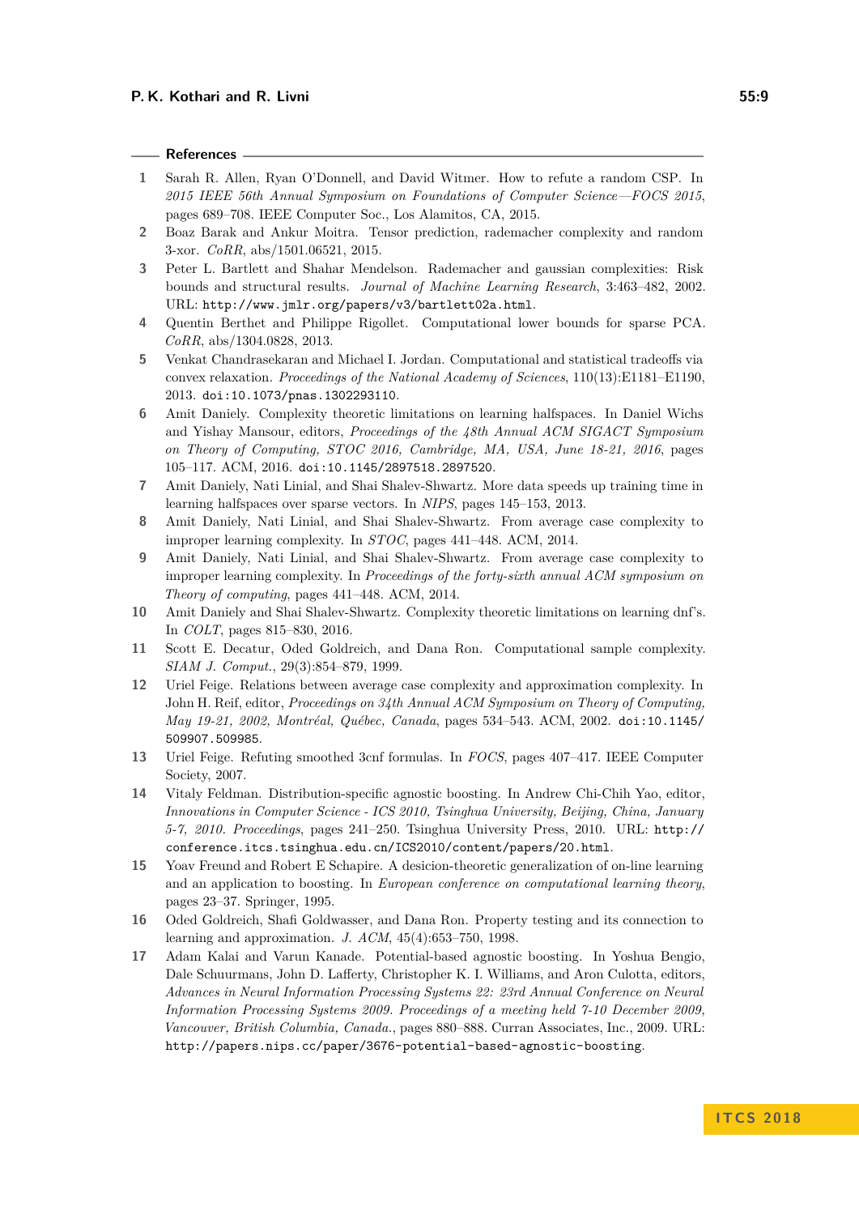## References

1. Sarah R. Allen, Ryan O'Donnell, and David Witmer. How to refute a random CSP. In *2015 IEEE 56th Annual Symposium on Foundations of Computer Science—FOCS 2015*, pages 689–708. IEEE Computer Soc., Los Alamitos, CA, 2015.
2. Boaz Barak and Ankur Moitra. Tensor prediction, rademacher complexity and random 3-xor. *CoRR*, abs/1501.06521, 2015.
3. Peter L. Bartlett and Shahar Mendelson. Rademacher and gaussian complexities: Risk bounds and structural results. *Journal of Machine Learning Research*, 3:463–482, 2002. URL: `http://www.jmlr.org/papers/v3/bartlett02a.html`.
4. Quentin Berthet and Philippe Rigollet. Computational lower bounds for sparse PCA. *CoRR*, abs/1304.0828, 2013.
5. Venkat Chandrasekaran and Michael I. Jordan. Computational and statistical tradeoffs via convex relaxation. *Proceedings of the National Academy of Sciences*, 110(13):E1181–E1190, 2013. `doi:10.1073/pnas.1302293110`.
6. Amit Daniely. Complexity theoretic limitations on learning halfspaces. In Daniel Wichs and Yishay Mansour, editors, *Proceedings of the 48th Annual ACM SIGACT Symposium on Theory of Computing, STOC 2016, Cambridge, MA, USA, June 18-21, 2016*, pages 105–117. ACM, 2016. `doi:10.1145/2897518.2897520`.
7. Amit Daniely, Nati Linial, and Shai Shalev-Shwartz. More data speeds up training time in learning halfspaces over sparse vectors. In *NIPS*, pages 145–153, 2013.
8. Amit Daniely, Nati Linial, and Shai Shalev-Shwartz. From average case complexity to improper learning complexity. In *STOC*, pages 441–448. ACM, 2014.
9. Amit Daniely, Nati Linial, and Shai Shalev-Shwartz. From average case complexity to improper learning complexity. In *Proceedings of the forty-sixth annual ACM symposium on Theory of computing*, pages 441–448. ACM, 2014.
10. Amit Daniely and Shai Shalev-Shwartz. Complexity theoretic limitations on learning dnf's. In *COLT*, pages 815–830, 2016.
11. Scott E. Decatur, Oded Goldreich, and Dana Ron. Computational sample complexity. *SIAM J. Comput.*, 29(3):854–879, 1999.
12. Uriel Feige. Relations between average case complexity and approximation complexity. In John H. Reif, editor, *Proceedings on 34th Annual ACM Symposium on Theory of Computing, May 19-21, 2002, Montréal, Québec, Canada*, pages 534–543. ACM, 2002. `doi:10.1145/509907.509985`.
13. Uriel Feige. Refuting smoothed 3cnf formulas. In *FOCS*, pages 407–417. IEEE Computer Society, 2007.
14. Vitaly Feldman. Distribution-specific agnostic boosting. In Andrew Chi-Chih Yao, editor, *Innovations in Computer Science - ICS 2010, Tsinghua University, Beijing, China, January 5-7, 2010. Proceedings*, pages 241–250. Tsinghua University Press, 2010. URL: `http://conference.itcs.tsinghua.edu.cn/ICS2010/content/papers/20.html`.
15. Yoav Freund and Robert E Schapire. A desicion-theoretic generalization of on-line learning and an application to boosting. In *European conference on computational learning theory*, pages 23–37. Springer, 1995.
16. Oded Goldreich, Shafi Goldwasser, and Dana Ron. Property testing and its connection to learning and approximation. *J. ACM*, 45(4):653–750, 1998.
17. Adam Kalai and Varun Kanade. Potential-based agnostic boosting. In Yoshua Bengio, Dale Schuurmans, John D. Lafferty, Christopher K. I. Williams, and Aron Culotta, editors, *Advances in Neural Information Processing Systems 22: 23rd Annual Conference on Neural Information Processing Systems 2009. Proceedings of a meeting held 7-10 December 2009, Vancouver, British Columbia, Canada.*, pages 880–888. Curran Associates, Inc., 2009. URL: `http://papers.nips.cc/paper/3676-potential-based-agnostic-boosting`.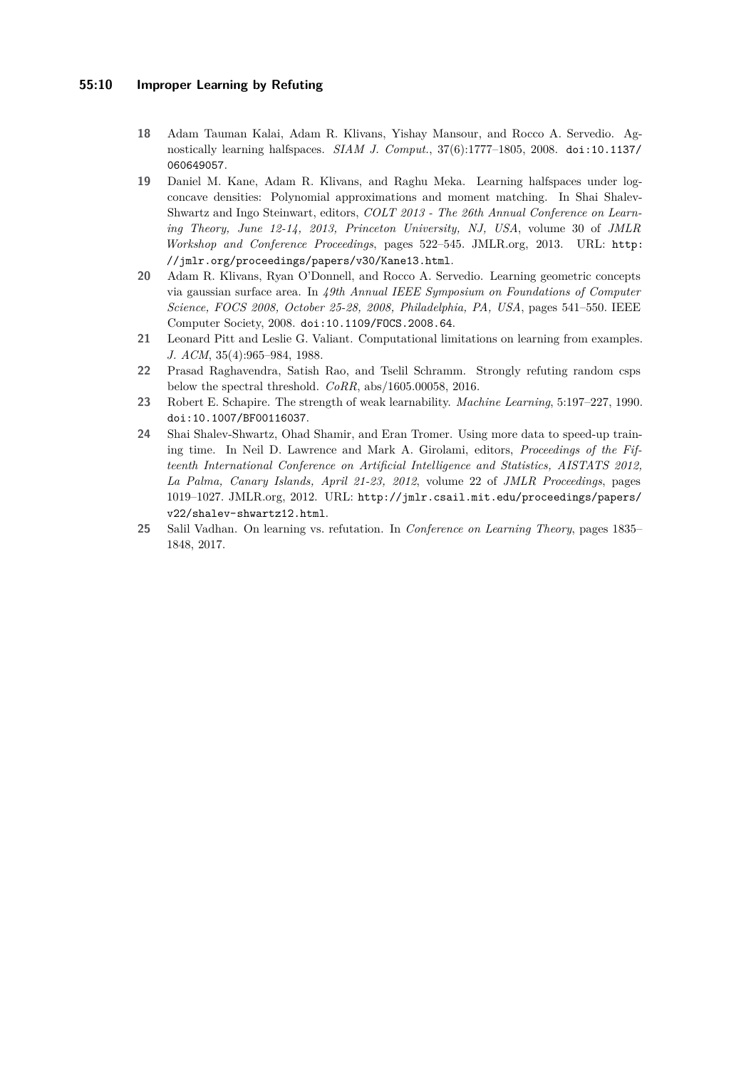18 Adam Tauman Kalai, Adam R. Klivans, Yishay Mansour, and Rocco A. Servedio. Agnostically learning halfspaces. *SIAM J. Comput.*, 37(6):1777–1805, 2008. doi:10.1137/060649057.

19 Daniel M. Kane, Adam R. Klivans, and Raghu Meka. Learning halfspaces under log-concave densities: Polynomial approximations and moment matching. In Shai Shalev-Shwartz and Ingo Steinwart, editors, *COLT 2013 - The 26th Annual Conference on Learning Theory, June 12-14, 2013, Princeton University, NJ, USA*, volume 30 of *JMLR Workshop and Conference Proceedings*, pages 522–545. JMLR.org, 2013. URL: http://jmlr.org/proceedings/papers/v30/Kane13.html.

20 Adam R. Klivans, Ryan O'Donnell, and Rocco A. Servedio. Learning geometric concepts via gaussian surface area. In *49th Annual IEEE Symposium on Foundations of Computer Science, FOCS 2008, October 25-28, 2008, Philadelphia, PA, USA*, pages 541–550. IEEE Computer Society, 2008. doi:10.1109/FOCS.2008.64.

21 Leonard Pitt and Leslie G. Valiant. Computational limitations on learning from examples. *J. ACM*, 35(4):965–984, 1988.

22 Prasad Raghavendra, Satish Rao, and Tselil Schramm. Strongly refuting random csps below the spectral threshold. *CoRR*, abs/1605.00058, 2016.

23 Robert E. Schapire. The strength of weak learnability. *Machine Learning*, 5:197–227, 1990. doi:10.1007/BF00116037.

24 Shai Shalev-Shwartz, Ohad Shamir, and Eran Tromer. Using more data to speed-up training time. In Neil D. Lawrence and Mark A. Girolami, editors, *Proceedings of the Fifteenth International Conference on Artificial Intelligence and Statistics, AISTATS 2012, La Palma, Canary Islands, April 21-23, 2012*, volume 22 of *JMLR Proceedings*, pages 1019–1027. JMLR.org, 2012. URL: http://jmlr.csail.mit.edu/proceedings/papers/v22/shalev-shwartz12.html.

25 Salil Vadhan. On learning vs. refutation. In *Conference on Learning Theory*, pages 1835–1848, 2017.